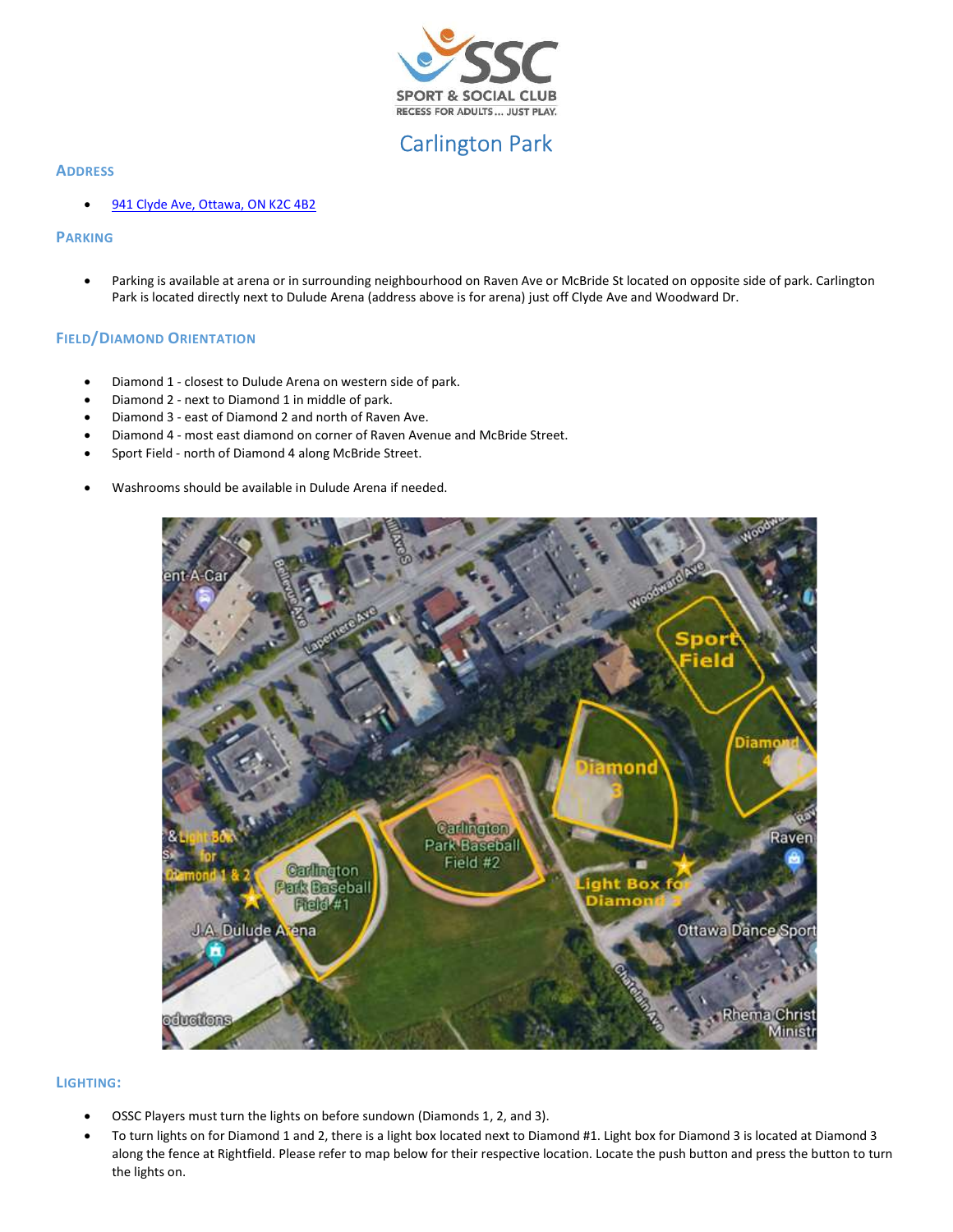# Carlington Park

## Address

- [941 Clyde Ave, Ottawa, ON K2C 4B2]

## Parking

- Parking is available at arena or in surrounding neighbourhood on Raven Ave or McBride St located on opposite side of park. Carlington Park is located directly next to Dulude Arena (address above is for arena) just off Clyde Ave and Woodward Dr.

## Field/Diamond Orientation

- Diamond 1 - closest to Dulude Arena on western side of park.
- Diamond 2 - next to Diamond 1 in middle of park.
- Diamond 3 - east of Diamond 2 and north of Raven Ave.
- Diamond 4 - most east diamond on corner of Raven Avenue and McBride Street.
- Sport Field - north of Diamond 4 along McBride Street.

- Washrooms should be available in Dulude Arena if needed.

## Lighting:

- OSSC Players must turn the lights on before sundown (Diamonds 1, 2, and 3).
- To turn lights on for Diamond 1 and 2, there is a light box located next to Diamond #1. Light box for Diamond 3 is located at Diamond 3 along the fence at Rightfield. Please refer to map below for their respective location. Locate the push button and press the button to turn the lights on.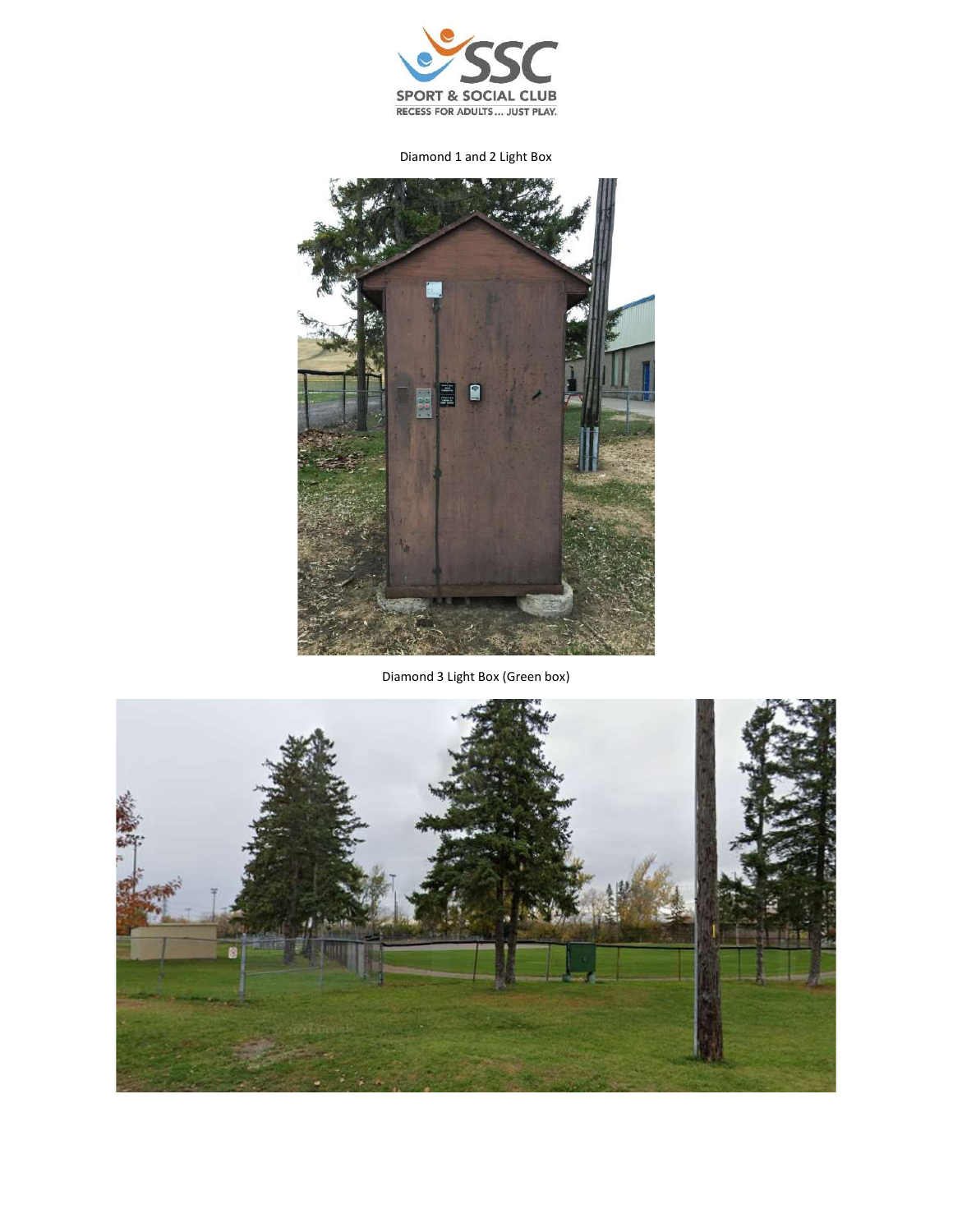Diamond 1 and 2 Light Box

Diamond 3 Light Box (Green box)